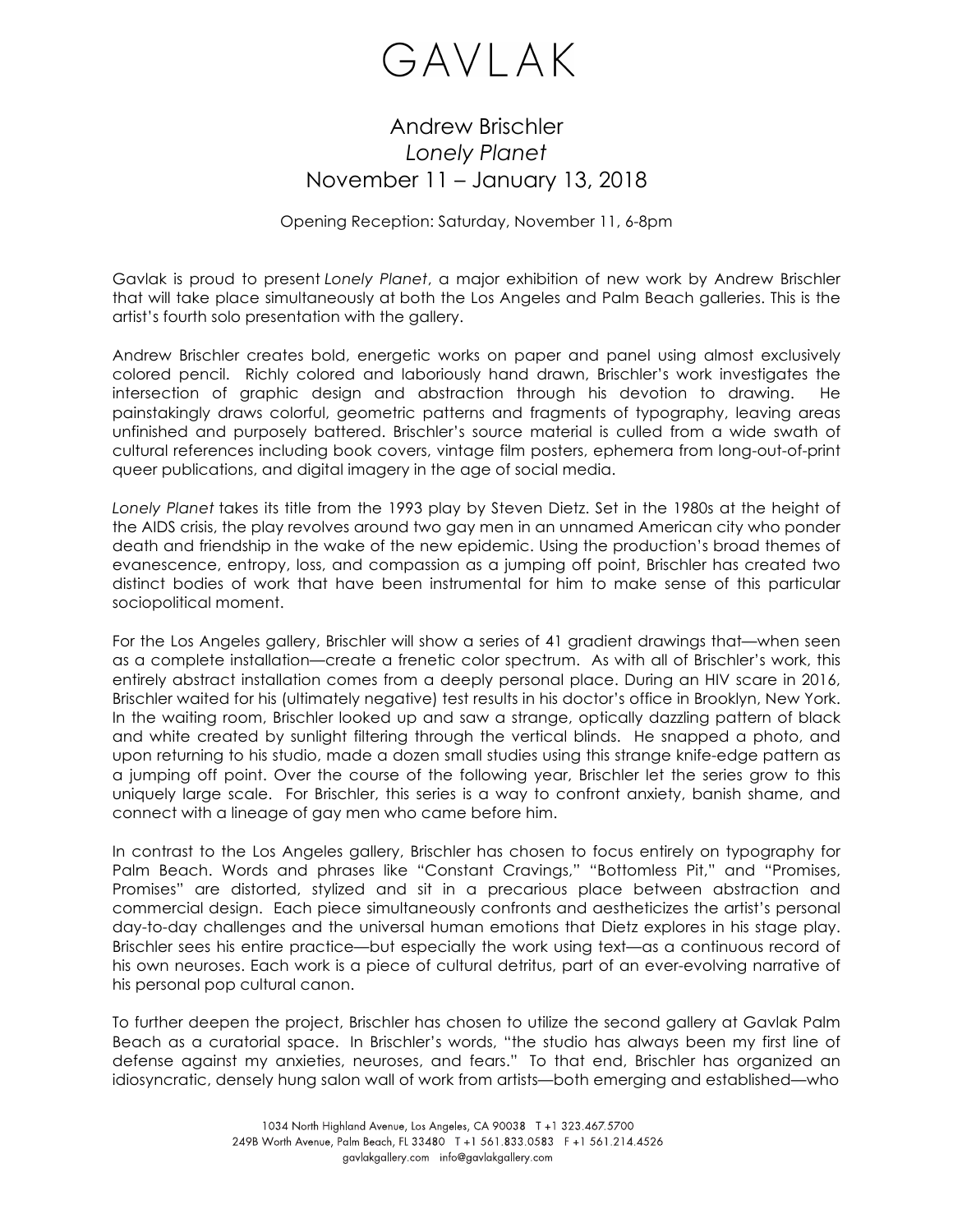# GAVLAK

## Andrew Brischler
## *Lonely Planet*
## November 11 – January 13, 2018

Opening Reception: Saturday, November 11, 6-8pm

Gavlak is proud to present *Lonely Planet*, a major exhibition of new work by Andrew Brischler that will take place simultaneously at both the Los Angeles and Palm Beach galleries. This is the artist's fourth solo presentation with the gallery.

Andrew Brischler creates bold, energetic works on paper and panel using almost exclusively colored pencil. Richly colored and laboriously hand drawn, Brischler's work investigates the intersection of graphic design and abstraction through his devotion to drawing. He painstakingly draws colorful, geometric patterns and fragments of typography, leaving areas unfinished and purposely battered. Brischler's source material is culled from a wide swath of cultural references including book covers, vintage film posters, ephemera from long-out-of-print queer publications, and digital imagery in the age of social media.

*Lonely Planet* takes its title from the 1993 play by Steven Dietz. Set in the 1980s at the height of the AIDS crisis, the play revolves around two gay men in an unnamed American city who ponder death and friendship in the wake of the new epidemic. Using the production's broad themes of evanescence, entropy, loss, and compassion as a jumping off point, Brischler has created two distinct bodies of work that have been instrumental for him to make sense of this particular sociopolitical moment.

For the Los Angeles gallery, Brischler will show a series of 41 gradient drawings that—when seen as a complete installation—create a frenetic color spectrum. As with all of Brischler's work, this entirely abstract installation comes from a deeply personal place. During an HIV scare in 2016, Brischler waited for his (ultimately negative) test results in his doctor's office in Brooklyn, New York. In the waiting room, Brischler looked up and saw a strange, optically dazzling pattern of black and white created by sunlight filtering through the vertical blinds. He snapped a photo, and upon returning to his studio, made a dozen small studies using this strange knife-edge pattern as a jumping off point. Over the course of the following year, Brischler let the series grow to this uniquely large scale. For Brischler, this series is a way to confront anxiety, banish shame, and connect with a lineage of gay men who came before him.

In contrast to the Los Angeles gallery, Brischler has chosen to focus entirely on typography for Palm Beach. Words and phrases like "Constant Cravings," "Bottomless Pit," and "Promises, Promises" are distorted, stylized and sit in a precarious place between abstraction and commercial design. Each piece simultaneously confronts and aestheticizes the artist's personal day-to-day challenges and the universal human emotions that Dietz explores in his stage play. Brischler sees his entire practice—but especially the work using text—as a continuous record of his own neuroses. Each work is a piece of cultural detritus, part of an ever-evolving narrative of his personal pop cultural canon.

To further deepen the project, Brischler has chosen to utilize the second gallery at Gavlak Palm Beach as a curatorial space. In Brischler's words, "the studio has always been my first line of defense against my anxieties, neuroses, and fears." To that end, Brischler has organized an idiosyncratic, densely hung salon wall of work from artists—both emerging and established—who

1034 North Highland Avenue, Los Angeles, CA 90038 T +1 323.467.5700
249B Worth Avenue, Palm Beach, FL 33480 T +1 561.833.0583 F +1 561.214.4526
gavlakgallery.com info@gavlakgallery.com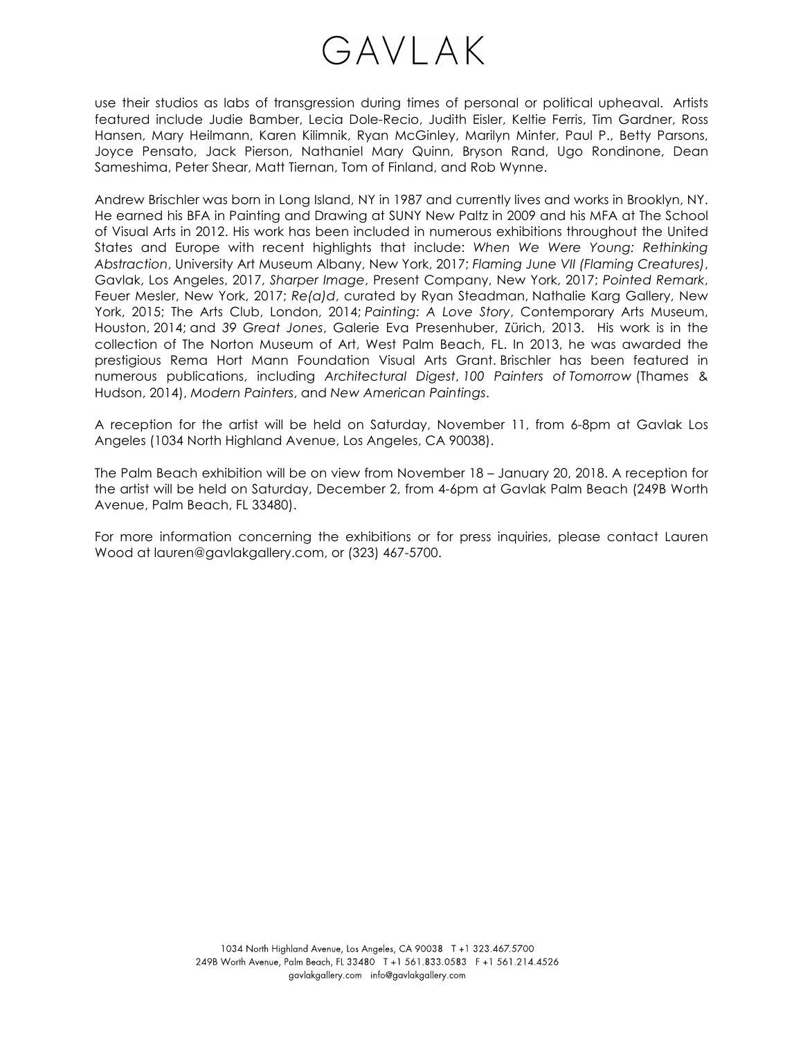use their studios as labs of transgression during times of personal or political upheaval. Artists featured include Judie Bamber, Lecia Dole-Recio, Judith Eisler, Keltie Ferris, Tim Gardner, Ross Hansen, Mary Heilmann, Karen Kilimnik, Ryan McGinley, Marilyn Minter, Paul P., Betty Parsons, Joyce Pensato, Jack Pierson, Nathaniel Mary Quinn, Bryson Rand, Ugo Rondinone, Dean Sameshima, Peter Shear, Matt Tiernan, Tom of Finland, and Rob Wynne.

Andrew Brischler was born in Long Island, NY in 1987 and currently lives and works in Brooklyn, NY. He earned his BFA in Painting and Drawing at SUNY New Paltz in 2009 and his MFA at The School of Visual Arts in 2012. His work has been included in numerous exhibitions throughout the United States and Europe with recent highlights that include: *When We Were Young: Rethinking Abstraction*, University Art Museum Albany, New York, 2017; *Flaming June VII (Flaming Creatures)*, Gavlak, Los Angeles, 2017, *Sharper Image*, Present Company, New York, 2017; *Pointed Remark*, Feuer Mesler, New York, 2017; *Re(a)d*, curated by Ryan Steadman, Nathalie Karg Gallery, New York, 2015; The Arts Club, London, 2014; *Painting: A Love Story*, Contemporary Arts Museum, Houston, 2014; and *39 Great Jones*, Galerie Eva Presenhuber, Zürich, 2013. His work is in the collection of The Norton Museum of Art, West Palm Beach, FL. In 2013, he was awarded the prestigious Rema Hort Mann Foundation Visual Arts Grant. Brischler has been featured in numerous publications, including *Architectural Digest*, *100 Painters of Tomorrow* (Thames & Hudson, 2014), *Modern Painters*, and *New American Paintings*.

A reception for the artist will be held on Saturday, November 11, from 6-8pm at Gavlak Los Angeles (1034 North Highland Avenue, Los Angeles, CA 90038).

The Palm Beach exhibition will be on view from November 18 – January 20, 2018. A reception for the artist will be held on Saturday, December 2, from 4-6pm at Gavlak Palm Beach (249B Worth Avenue, Palm Beach, FL 33480).

For more information concerning the exhibitions or for press inquiries, please contact Lauren Wood at lauren@gavlakgallery.com, or (323) 467-5700.